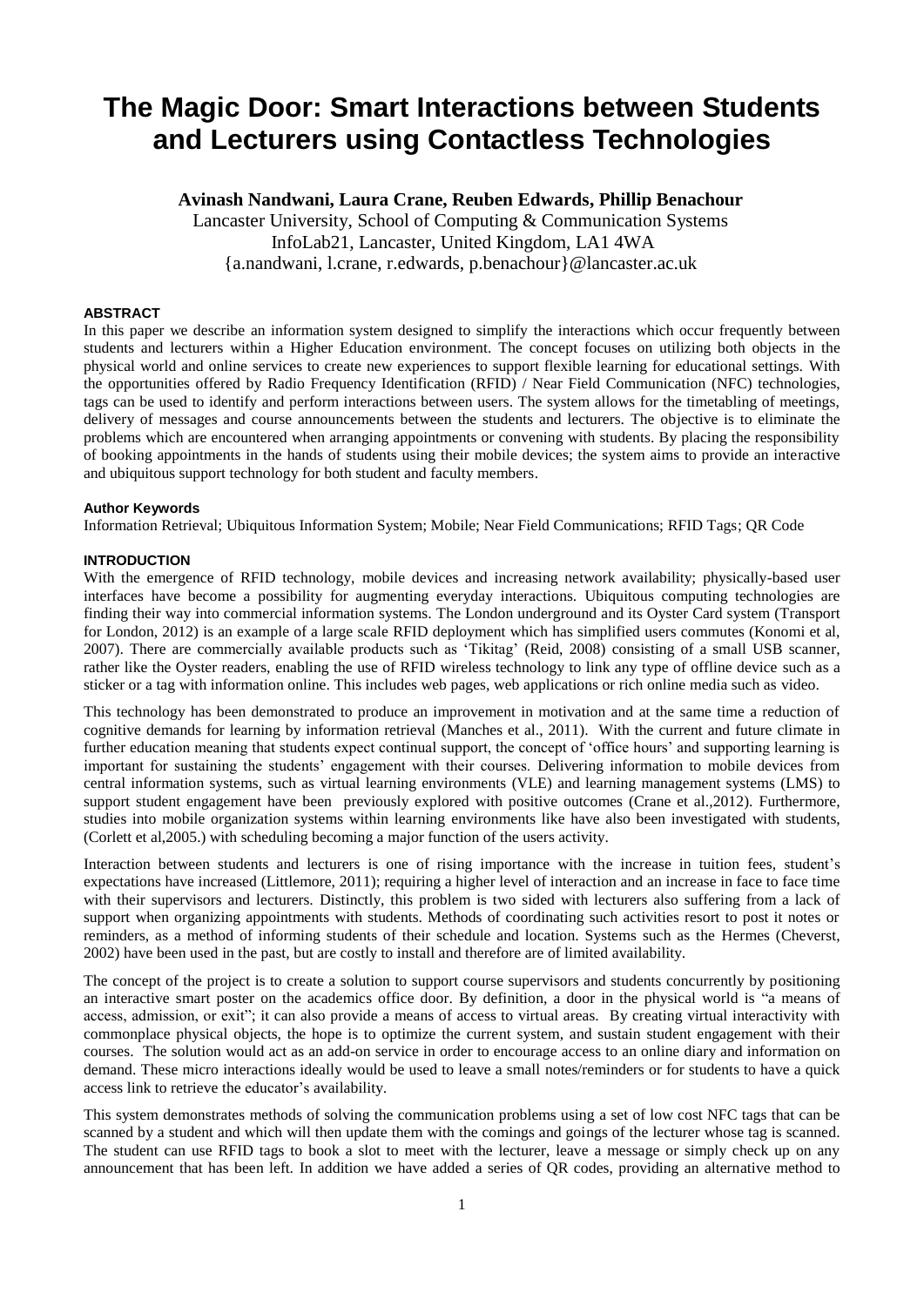# The Magic Door: Smart Interactions between Students and Lecturers using Contactless Technologies

**Avinash Nandwani, Laura Crane, Reuben Edwards, Phillip Benachour**

Lancaster University, School of Computing & Communication Systems
InfoLab21, Lancaster, United Kingdom, LA1 4WA
{a.nandwani, l.crane, r.edwards, p.benachour}@lancaster.ac.uk

### ABSTRACT

In this paper we describe an information system designed to simplify the interactions which occur frequently between students and lecturers within a Higher Education environment. The concept focuses on utilizing both objects in the physical world and online services to create new experiences to support flexible learning for educational settings. With the opportunities offered by Radio Frequency Identification (RFID) / Near Field Communication (NFC) technologies, tags can be used to identify and perform interactions between users. The system allows for the timetabling of meetings, delivery of messages and course announcements between the students and lecturers. The objective is to eliminate the problems which are encountered when arranging appointments or convening with students. By placing the responsibility of booking appointments in the hands of students using their mobile devices; the system aims to provide an interactive and ubiquitous support technology for both student and faculty members.

#### Author Keywords

Information Retrieval; Ubiquitous Information System; Mobile; Near Field Communications; RFID Tags; QR Code

### INTRODUCTION

With the emergence of RFID technology, mobile devices and increasing network availability; physically-based user interfaces have become a possibility for augmenting everyday interactions. Ubiquitous computing technologies are finding their way into commercial information systems. The London underground and its Oyster Card system (Transport for London, 2012) is an example of a large scale RFID deployment which has simplified users commutes (Konomi et al, 2007). There are commercially available products such as 'Tikitag' (Reid, 2008) consisting of a small USB scanner, rather like the Oyster readers, enabling the use of RFID wireless technology to link any type of offline device such as a sticker or a tag with information online. This includes web pages, web applications or rich online media such as video.

This technology has been demonstrated to produce an improvement in motivation and at the same time a reduction of cognitive demands for learning by information retrieval (Manches et al., 2011). With the current and future climate in further education meaning that students expect continual support, the concept of 'office hours' and supporting learning is important for sustaining the students' engagement with their courses. Delivering information to mobile devices from central information systems, such as virtual learning environments (VLE) and learning management systems (LMS) to support student engagement have been previously explored with positive outcomes (Crane et al.,2012). Furthermore, studies into mobile organization systems within learning environments like have also been investigated with students, (Corlett et al,2005.) with scheduling becoming a major function of the users activity.

Interaction between students and lecturers is one of rising importance with the increase in tuition fees, student's expectations have increased (Littlemore, 2011); requiring a higher level of interaction and an increase in face to face time with their supervisors and lecturers. Distinctly, this problem is two sided with lecturers also suffering from a lack of support when organizing appointments with students. Methods of coordinating such activities resort to post it notes or reminders, as a method of informing students of their schedule and location. Systems such as the Hermes (Cheverst, 2002) have been used in the past, but are costly to install and therefore are of limited availability.

The concept of the project is to create a solution to support course supervisors and students concurrently by positioning an interactive smart poster on the academics office door. By definition, a door in the physical world is "a means of access, admission, or exit"; it can also provide a means of access to virtual areas. By creating virtual interactivity with commonplace physical objects, the hope is to optimize the current system, and sustain student engagement with their courses. The solution would act as an add-on service in order to encourage access to an online diary and information on demand. These micro interactions ideally would be used to leave a small notes/reminders or for students to have a quick access link to retrieve the educator's availability.

This system demonstrates methods of solving the communication problems using a set of low cost NFC tags that can be scanned by a student and which will then update them with the comings and goings of the lecturer whose tag is scanned. The student can use RFID tags to book a slot to meet with the lecturer, leave a message or simply check up on any announcement that has been left. In addition we have added a series of QR codes, providing an alternative method to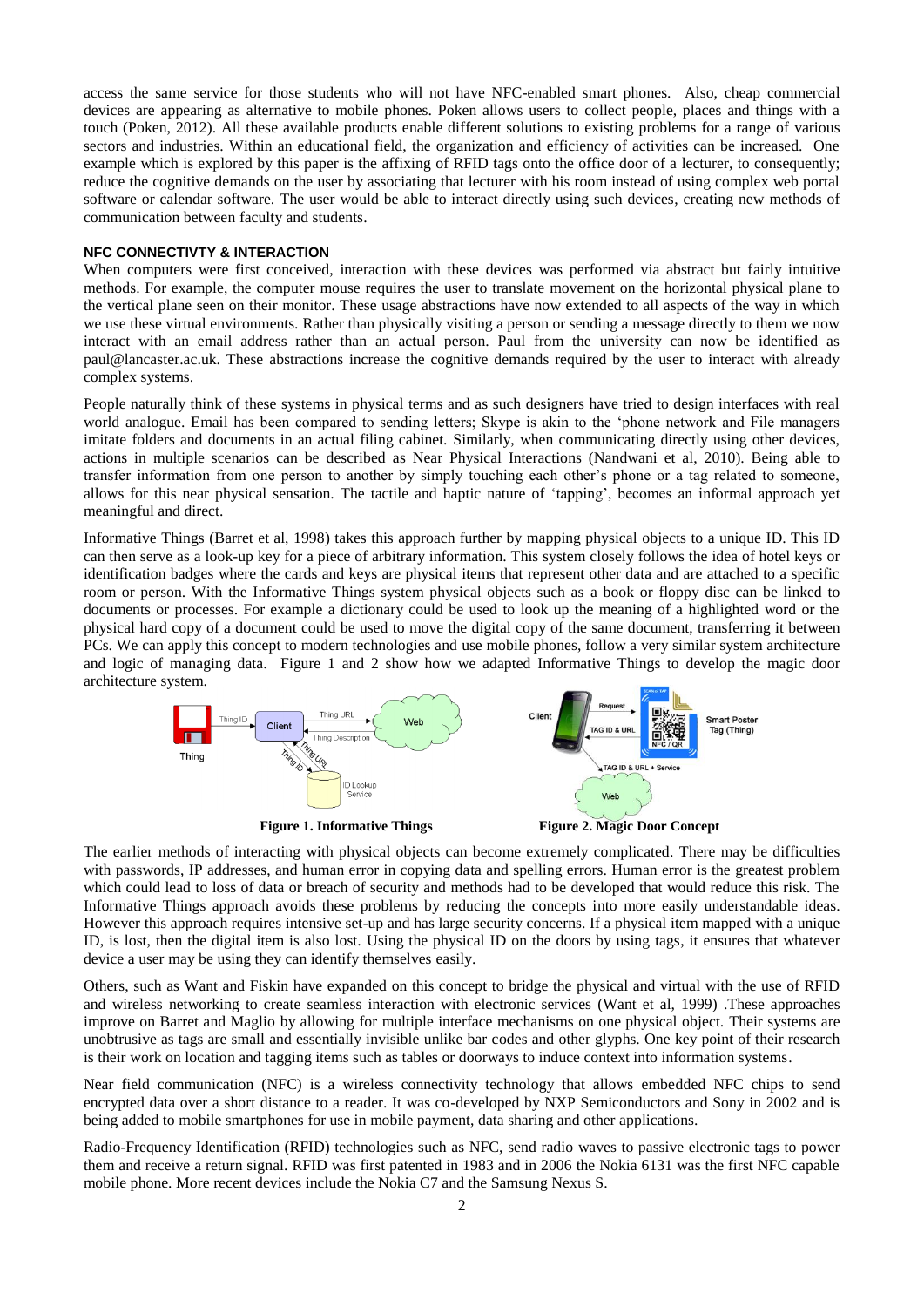access the same service for those students who will not have NFC-enabled smart phones. Also, cheap commercial devices are appearing as alternative to mobile phones. Poken allows users to collect people, places and things with a touch (Poken, 2012). All these available products enable different solutions to existing problems for a range of various sectors and industries. Within an educational field, the organization and efficiency of activities can be increased. One example which is explored by this paper is the affixing of RFID tags onto the office door of a lecturer, to consequently; reduce the cognitive demands on the user by associating that lecturer with his room instead of using complex web portal software or calendar software. The user would be able to interact directly using such devices, creating new methods of communication between faculty and students.

#### NFC CONNECTIVTY & INTERACTION

When computers were first conceived, interaction with these devices was performed via abstract but fairly intuitive methods. For example, the computer mouse requires the user to translate movement on the horizontal physical plane to the vertical plane seen on their monitor. These usage abstractions have now extended to all aspects of the way in which we use these virtual environments. Rather than physically visiting a person or sending a message directly to them we now interact with an email address rather than an actual person. Paul from the university can now be identified as paul@lancaster.ac.uk. These abstractions increase the cognitive demands required by the user to interact with already complex systems.

People naturally think of these systems in physical terms and as such designers have tried to design interfaces with real world analogue. Email has been compared to sending letters; Skype is akin to the 'phone network and File managers imitate folders and documents in an actual filing cabinet. Similarly, when communicating directly using other devices, actions in multiple scenarios can be described as Near Physical Interactions (Nandwani et al, 2010). Being able to transfer information from one person to another by simply touching each other's phone or a tag related to someone, allows for this near physical sensation. The tactile and haptic nature of 'tapping', becomes an informal approach yet meaningful and direct.

Informative Things (Barret et al, 1998) takes this approach further by mapping physical objects to a unique ID. This ID can then serve as a look-up key for a piece of arbitrary information. This system closely follows the idea of hotel keys or identification badges where the cards and keys are physical items that represent other data and are attached to a specific room or person. With the Informative Things system physical objects such as a book or floppy disc can be linked to documents or processes. For example a dictionary could be used to look up the meaning of a highlighted word or the physical hard copy of a document could be used to move the digital copy of the same document, transferring it between PCs. We can apply this concept to modern technologies and use mobile phones, follow a very similar system architecture and logic of managing data. Figure 1 and 2 show how we adapted Informative Things to develop the magic door architecture system.

**Figure 1. Informative Things**

**Figure 2. Magic Door Concept**

The earlier methods of interacting with physical objects can become extremely complicated. There may be difficulties with passwords, IP addresses, and human error in copying data and spelling errors. Human error is the greatest problem which could lead to loss of data or breach of security and methods had to be developed that would reduce this risk. The Informative Things approach avoids these problems by reducing the concepts into more easily understandable ideas. However this approach requires intensive set-up and has large security concerns. If a physical item mapped with a unique ID, is lost, then the digital item is also lost. Using the physical ID on the doors by using tags, it ensures that whatever device a user may be using they can identify themselves easily.

Others, such as Want and Fiskin have expanded on this concept to bridge the physical and virtual with the use of RFID and wireless networking to create seamless interaction with electronic services (Want et al, 1999) .These approaches improve on Barret and Maglio by allowing for multiple interface mechanisms on one physical object. Their systems are unobtrusive as tags are small and essentially invisible unlike bar codes and other glyphs. One key point of their research is their work on location and tagging items such as tables or doorways to induce context into information systems.

Near field communication (NFC) is a wireless connectivity technology that allows embedded NFC chips to send encrypted data over a short distance to a reader. It was co-developed by NXP Semiconductors and Sony in 2002 and is being added to mobile smartphones for use in mobile payment, data sharing and other applications.

Radio-Frequency Identification (RFID) technologies such as NFC, send radio waves to passive electronic tags to power them and receive a return signal. RFID was first patented in 1983 and in 2006 the Nokia 6131 was the first NFC capable mobile phone. More recent devices include the Nokia C7 and the Samsung Nexus S.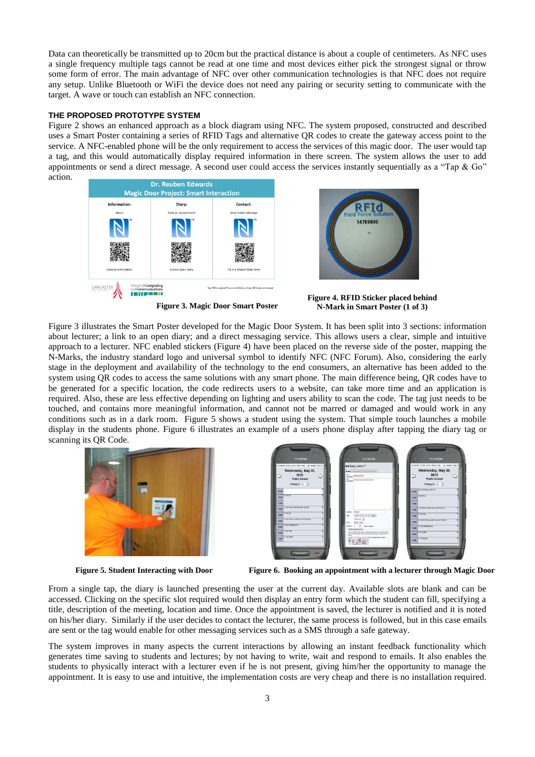Data can theoretically be transmitted up to 20cm but the practical distance is about a couple of centimeters. As NFC uses a single frequency multiple tags cannot be read at one time and most devices either pick the strongest signal or throw some form of error. The main advantage of NFC over other communication technologies is that NFC does not require any setup. Unlike Bluetooth or WiFi the device does not need any pairing or security setting to communicate with the target. A wave or touch can establish an NFC connection.

## THE PROPOSED PROTOTYPE SYSTEM

Figure 2 shows an enhanced approach as a block diagram using NFC. The system proposed, constructed and described uses a Smart Poster containing a series of RFID Tags and alternative QR codes to create the gateway access point to the service. A NFC-enabled phone will be the only requirement to access the services of this magic door. The user would tap a tag, and this would automatically display required information in there screen. The system allows the user to add appointments or send a direct message. A second user could access the services instantly sequentially as a "Tap & Go" action.

**Figure 3. Magic Door Smart Poster**

**Figure 4. RFID Sticker placed behind N-Mark in Smart Poster (1 of 3)**

Figure 3 illustrates the Smart Poster developed for the Magic Door System. It has been split into 3 sections: information about lecturer; a link to an open diary; and a direct messaging service. This allows users a clear, simple and intuitive approach to a lecturer. NFC enabled stickers (Figure 4) have been placed on the reverse side of the poster, mapping the N-Marks, the industry standard logo and universal symbol to identify NFC (NFC Forum). Also, considering the early stage in the deployment and availability of the technology to the end consumers, an alternative has been added to the system using QR codes to access the same solutions with any smart phone. The main difference being, QR codes have to be generated for a specific location, the code redirects users to a website, can take more time and an application is required. Also, these are less effective depending on lighting and users ability to scan the code. The tag just needs to be touched, and contains more meaningful information, and cannot not be marred or damaged and would work in any conditions such as in a dark room. Figure 5 shows a student using the system. That simple touch launches a mobile display in the students phone. Figure 6 illustrates an example of a users phone display after tapping the diary tag or scanning its QR Code.

**Figure 5. Student Interacting with Door**

**Figure 6. Booking an appointment with a lecturer through Magic Door**

From a single tap, the diary is launched presenting the user at the current day. Available slots are blank and can be accessed. Clicking on the specific slot required would then display an entry form which the student can fill, specifying a title, description of the meeting, location and time. Once the appointment is saved, the lecturer is notified and it is noted on his/her diary. Similarly if the user decides to contact the lecturer, the same process is followed, but in this case emails are sent or the tag would enable for other messaging services such as a SMS through a safe gateway.

The system improves in many aspects the current interactions by allowing an instant feedback functionality which generates time saving to students and lectures; by not having to write, wait and respond to emails. It also enables the students to physically interact with a lecturer even if he is not present, giving him/her the opportunity to manage the appointment. It is easy to use and intuitive, the implementation costs are very cheap and there is no installation required.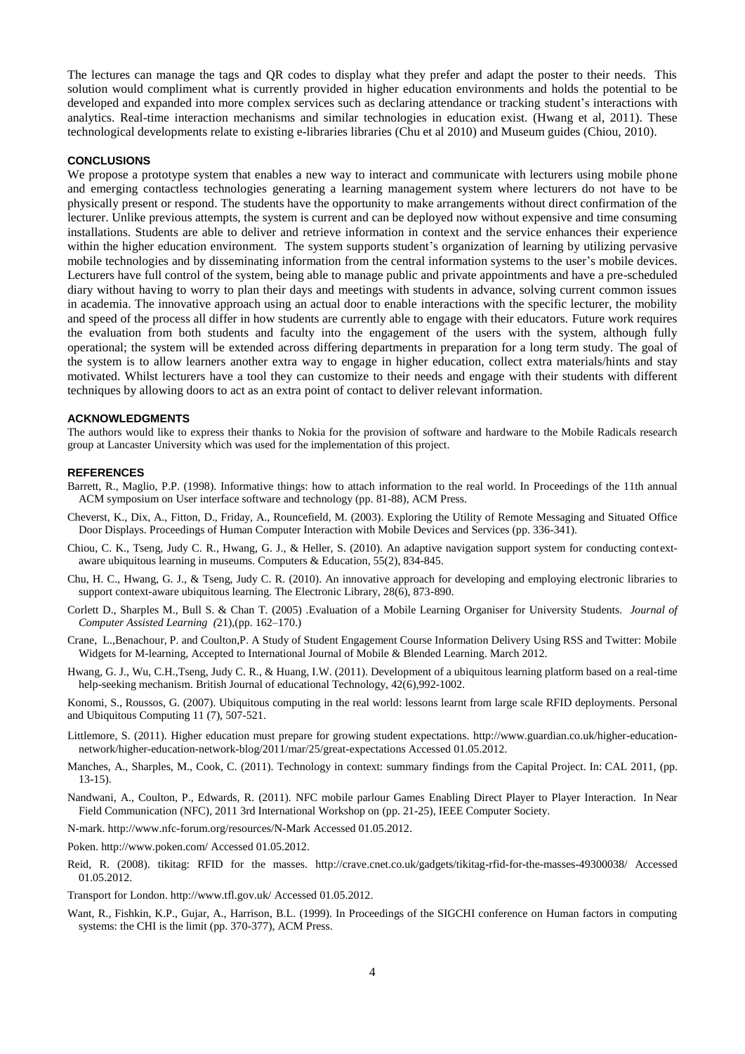The lectures can manage the tags and QR codes to display what they prefer and adapt the poster to their needs. This solution would compliment what is currently provided in higher education environments and holds the potential to be developed and expanded into more complex services such as declaring attendance or tracking student's interactions with analytics. Real-time interaction mechanisms and similar technologies in education exist. (Hwang et al, 2011). These technological developments relate to existing e-libraries libraries (Chu et al 2010) and Museum guides (Chiou, 2010).

## CONCLUSIONS

We propose a prototype system that enables a new way to interact and communicate with lecturers using mobile phone and emerging contactless technologies generating a learning management system where lecturers do not have to be physically present or respond. The students have the opportunity to make arrangements without direct confirmation of the lecturer. Unlike previous attempts, the system is current and can be deployed now without expensive and time consuming installations. Students are able to deliver and retrieve information in context and the service enhances their experience within the higher education environment. The system supports student's organization of learning by utilizing pervasive mobile technologies and by disseminating information from the central information systems to the user's mobile devices. Lecturers have full control of the system, being able to manage public and private appointments and have a pre-scheduled diary without having to worry to plan their days and meetings with students in advance, solving current common issues in academia. The innovative approach using an actual door to enable interactions with the specific lecturer, the mobility and speed of the process all differ in how students are currently able to engage with their educators. Future work requires the evaluation from both students and faculty into the engagement of the users with the system, although fully operational; the system will be extended across differing departments in preparation for a long term study. The goal of the system is to allow learners another extra way to engage in higher education, collect extra materials/hints and stay motivated. Whilst lecturers have a tool they can customize to their needs and engage with their students with different techniques by allowing doors to act as an extra point of contact to deliver relevant information.

## ACKNOWLEDGMENTS

The authors would like to express their thanks to Nokia for the provision of software and hardware to the Mobile Radicals research group at Lancaster University which was used for the implementation of this project.

## REFERENCES

Barrett, R., Maglio, P.P. (1998). Informative things: how to attach information to the real world. In Proceedings of the 11th annual ACM symposium on User interface software and technology (pp. 81-88), ACM Press.

Cheverst, K., Dix, A., Fitton, D., Friday, A., Rouncefield, M. (2003). Exploring the Utility of Remote Messaging and Situated Office Door Displays. Proceedings of Human Computer Interaction with Mobile Devices and Services (pp. 336-341).

Chiou, C. K., Tseng, Judy C. R., Hwang, G. J., & Heller, S. (2010). An adaptive navigation support system for conducting context-aware ubiquitous learning in museums. Computers & Education, 55(2), 834-845.

Chu, H. C., Hwang, G. J., & Tseng, Judy C. R. (2010). An innovative approach for developing and employing electronic libraries to support context-aware ubiquitous learning. The Electronic Library, 28(6), 873-890.

Corlett D., Sharples M., Bull S. & Chan T. (2005) .Evaluation of a Mobile Learning Organiser for University Students. *Journal of Computer Assisted Learning (*21),(pp. 162–170.)

Crane, L.,Benachour, P. and Coulton,P. A Study of Student Engagement Course Information Delivery Using RSS and Twitter: Mobile Widgets for M-learning, Accepted to International Journal of Mobile & Blended Learning. March 2012.

Hwang, G. J., Wu, C.H.,Tseng, Judy C. R., & Huang, I.W. (2011). Development of a ubiquitous learning platform based on a real-time help-seeking mechanism. British Journal of educational Technology, 42(6),992-1002.

Konomi, S., Roussos, G. (2007). Ubiquitous computing in the real world: lessons learnt from large scale RFID deployments. Personal and Ubiquitous Computing 11 (7), 507-521.

Littlemore, S. (2011). Higher education must prepare for growing student expectations. http://www.guardian.co.uk/higher-education-network/higher-education-network-blog/2011/mar/25/great-expectations Accessed 01.05.2012.

Manches, A., Sharples, M., Cook, C. (2011). Technology in context: summary findings from the Capital Project. In: CAL 2011, (pp. 13-15).

Nandwani, A., Coulton, P., Edwards, R. (2011). NFC mobile parlour Games Enabling Direct Player to Player Interaction. In Near Field Communication (NFC), 2011 3rd International Workshop on (pp. 21-25), IEEE Computer Society.

N-mark. http://www.nfc-forum.org/resources/N-Mark Accessed 01.05.2012.

Poken. http://www.poken.com/ Accessed 01.05.2012.

Reid, R. (2008). tikitag: RFID for the masses. http://crave.cnet.co.uk/gadgets/tikitag-rfid-for-the-masses-49300038/ Accessed 01.05.2012.

Transport for London. http://www.tfl.gov.uk/ Accessed 01.05.2012.

Want, R., Fishkin, K.P., Gujar, A., Harrison, B.L. (1999). In Proceedings of the SIGCHI conference on Human factors in computing systems: the CHI is the limit (pp. 370-377), ACM Press.